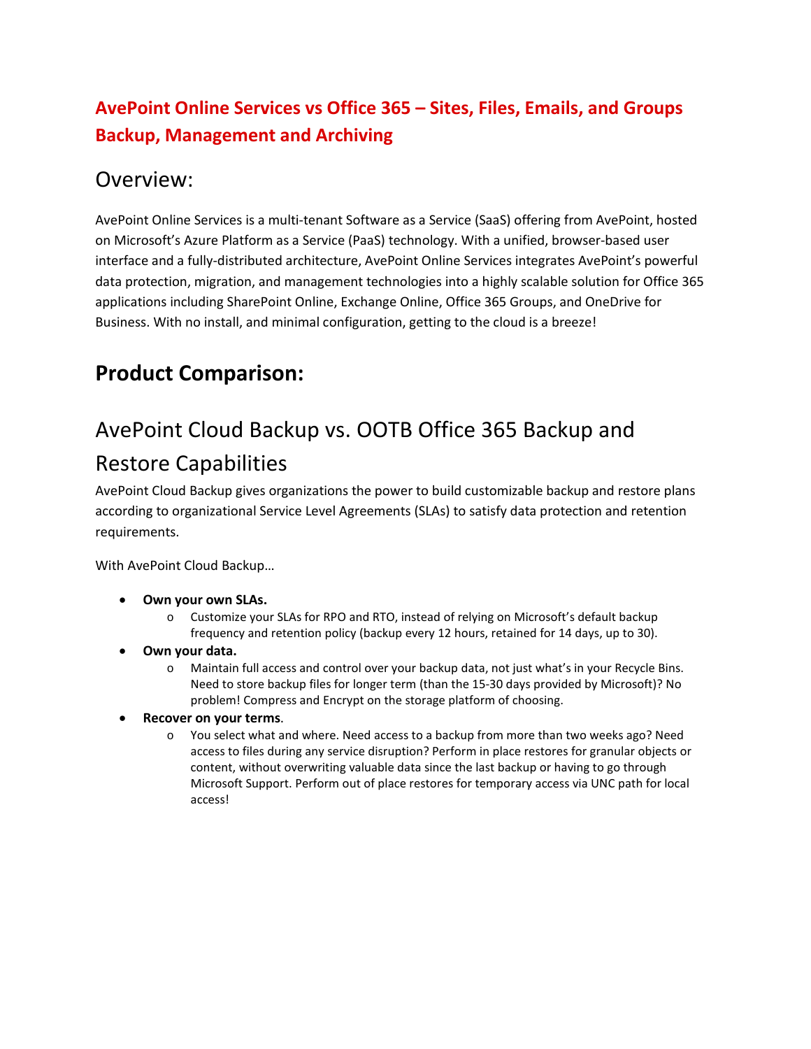# AvePoint Online Services vs Office 365 – Sites, Files, Emails, and Groups Backup, Management and Archiving

## Overview:

AvePoint Online Services is a multi-tenant Software as a Service (SaaS) offering from AvePoint, hosted on Microsoft's Azure Platform as a Service (PaaS) technology. With a unified, browser-based user interface and a fully-distributed architecture, AvePoint Online Services integrates AvePoint's powerful data protection, migration, and management technologies into a highly scalable solution for Office 365 applications including SharePoint Online, Exchange Online, Office 365 Groups, and OneDrive for Business. With no install, and minimal configuration, getting to the cloud is a breeze!

## Product Comparison:

## AvePoint Cloud Backup vs. OOTB Office 365 Backup and Restore Capabilities

AvePoint Cloud Backup gives organizations the power to build customizable backup and restore plans according to organizational Service Level Agreements (SLAs) to satisfy data protection and retention requirements.

With AvePoint Cloud Backup…

- **Own your own SLAs.**
  - Customize your SLAs for RPO and RTO, instead of relying on Microsoft's default backup frequency and retention policy (backup every 12 hours, retained for 14 days, up to 30).
- **Own your data.**
  - Maintain full access and control over your backup data, not just what's in your Recycle Bins. Need to store backup files for longer term (than the 15-30 days provided by Microsoft)? No problem! Compress and Encrypt on the storage platform of choosing.
- **Recover on your terms**.
  - You select what and where. Need access to a backup from more than two weeks ago? Need access to files during any service disruption? Perform in place restores for granular objects or content, without overwriting valuable data since the last backup or having to go through Microsoft Support. Perform out of place restores for temporary access via UNC path for local access!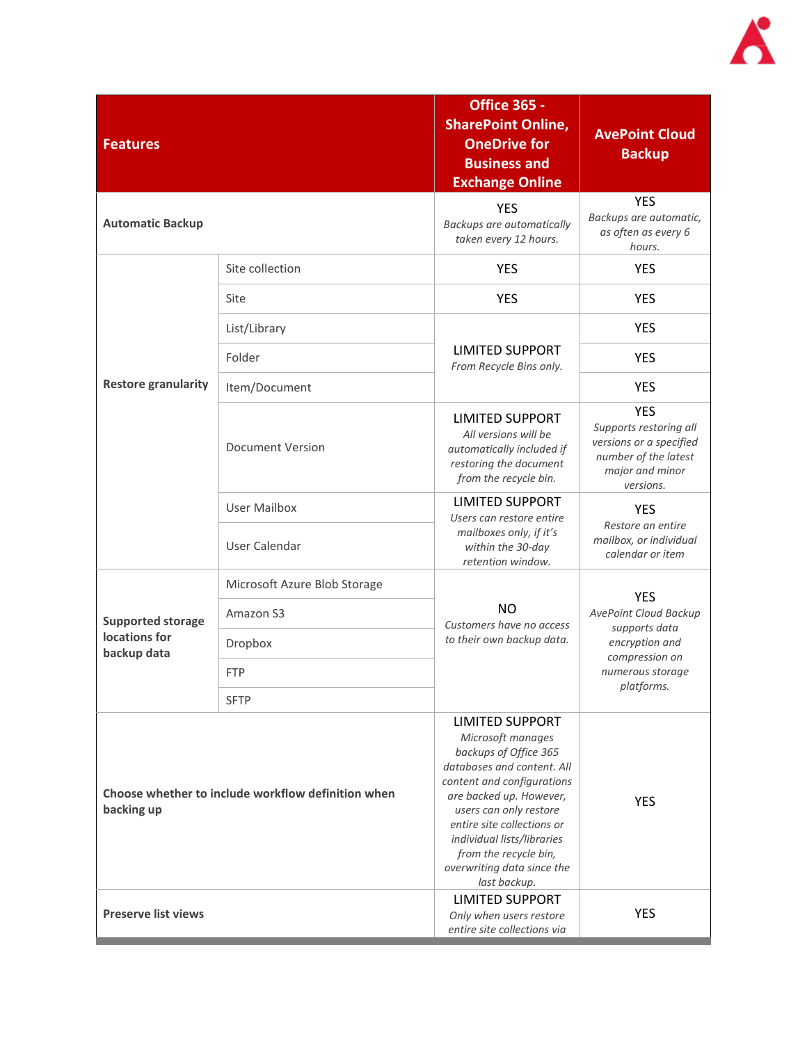| Features | | Office 365 - SharePoint Online, OneDrive for Business and Exchange Online | AvePoint Cloud Backup |
|---|---|---|---|
| **Automatic Backup** | | YES *Backups are automatically taken every 12 hours.* | YES *Backups are automatic, as often as every 6 hours.* |
| **Restore granularity** | Site collection | YES | YES |
| | Site | YES | YES |
| | List/Library | LIMITED SUPPORT *From Recycle Bins only.* | YES |
| | Folder | | YES |
| | Item/Document | | YES |
| | Document Version | LIMITED SUPPORT *All versions will be automatically included if restoring the document from the recycle bin.* | YES *Supports restoring all versions or a specified number of the latest major and minor versions.* |
| | User Mailbox | LIMITED SUPPORT *Users can restore entire mailboxes only, if it's within the 30-day retention window.* | YES *Restore an entire mailbox, or individual calendar or item* |
| | User Calendar | | |
| **Supported storage locations for backup data** | Microsoft Azure Blob Storage | NO *Customers have no access to their own backup data.* | YES *AvePoint Cloud Backup supports data encryption and compression on numerous storage platforms.* |
| | Amazon S3 | | |
| | Dropbox | | |
| | FTP | | |
| | SFTP | | |
| **Choose whether to include workflow definition when backing up** | | LIMITED SUPPORT *Microsoft manages backups of Office 365 databases and content. All content and configurations are backed up. However, users can only restore entire site collections or individual lists/libraries from the recycle bin, overwriting data since the last backup.* | YES |
| **Preserve list views** | | LIMITED SUPPORT *Only when users restore entire site collections via* | YES |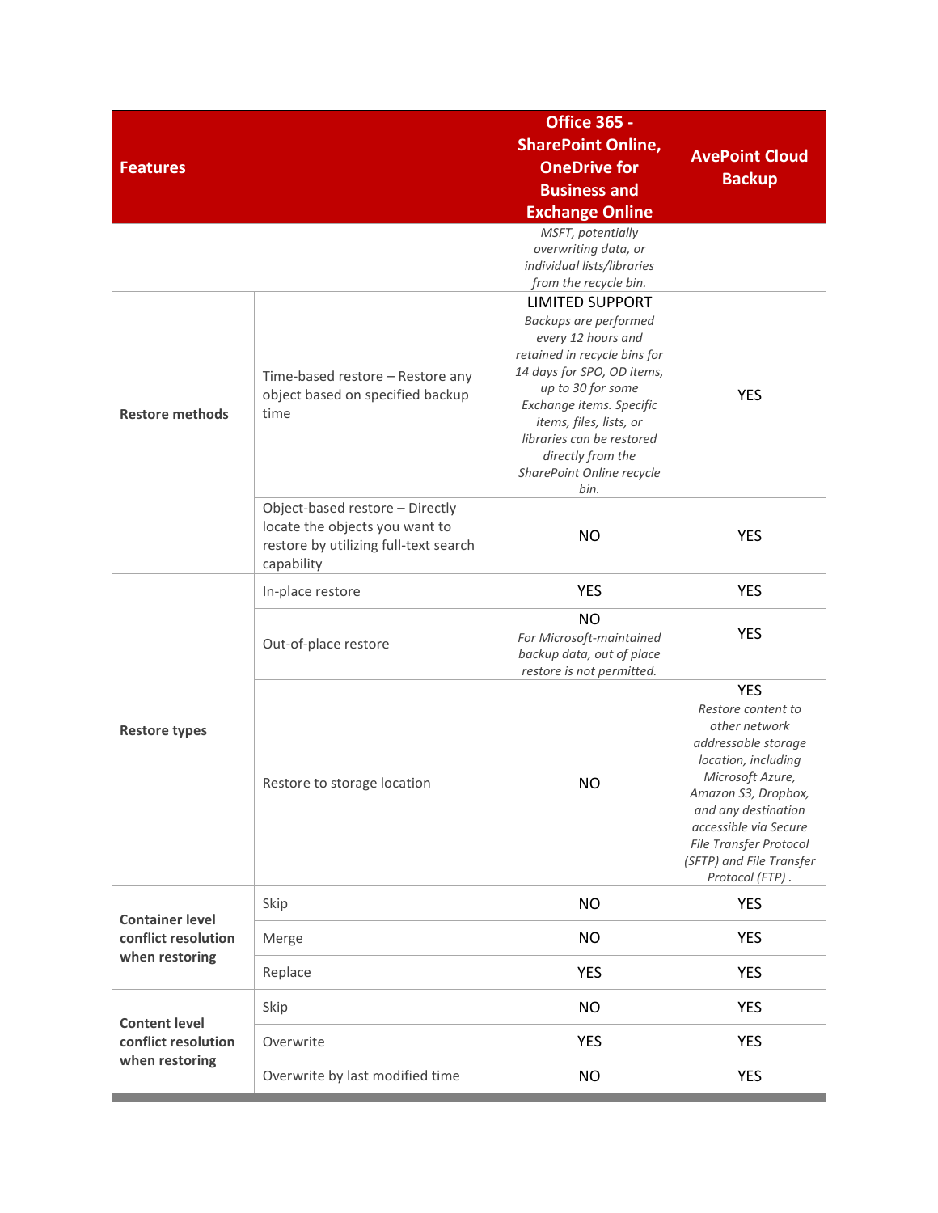| Features | | Office 365 - SharePoint Online, OneDrive for Business and Exchange Online | AvePoint Cloud Backup |
|---|---|---|---|
| | | *MSFT, potentially overwriting data, or individual lists/libraries from the recycle bin.* | |
| Restore methods | Time-based restore – Restore any object based on specified backup time | LIMITED SUPPORT *Backups are performed every 12 hours and retained in recycle bins for 14 days for SPO, OD items, up to 30 for some Exchange items. Specific items, files, lists, or libraries can be restored directly from the SharePoint Online recycle bin.* | YES |
| | Object-based restore – Directly locate the objects you want to restore by utilizing full-text search capability | NO | YES |
| Restore types | In-place restore | YES | YES |
| | Out-of-place restore | NO *For Microsoft-maintained backup data, out of place restore is not permitted.* | YES |
| | Restore to storage location | NO | YES *Restore content to other network addressable storage location, including Microsoft Azure, Amazon S3, Dropbox, and any destination accessible via Secure File Transfer Protocol (SFTP) and File Transfer Protocol (FTP) .* |
| Container level conflict resolution when restoring | Skip | NO | YES |
| | Merge | NO | YES |
| | Replace | YES | YES |
| Content level conflict resolution when restoring | Skip | NO | YES |
| | Overwrite | YES | YES |
| | Overwrite by last modified time | NO | YES |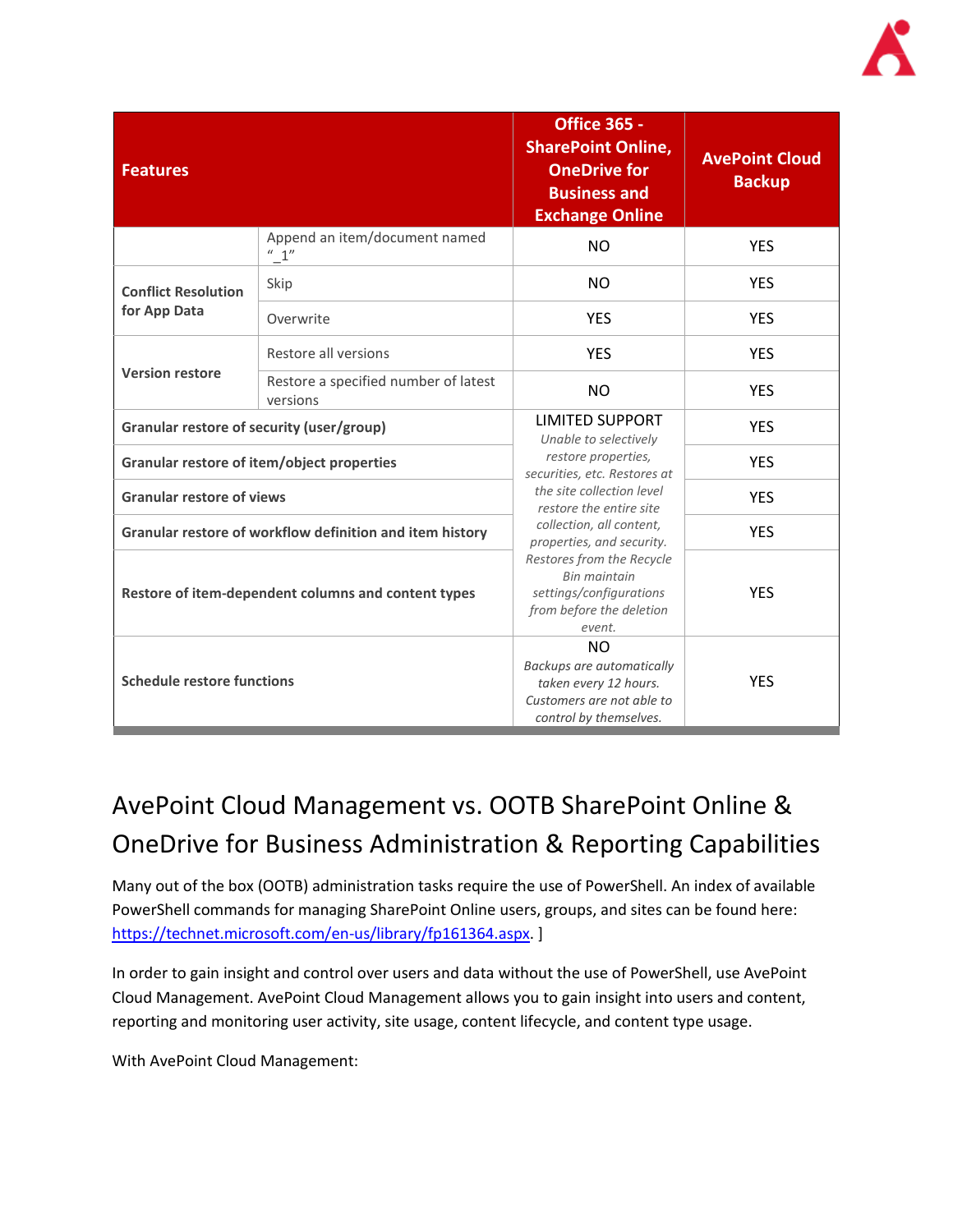| Features | | Office 365 - SharePoint Online, OneDrive for Business and Exchange Online | AvePoint Cloud Backup |
|---|---|---|---|
| | Append an item/document named "_1" | NO | YES |
| Conflict Resolution for App Data | Skip | NO | YES |
| | Overwrite | YES | YES |
| Version restore | Restore all versions | YES | YES |
| | Restore a specified number of latest versions | NO | YES |
| Granular restore of security (user/group) | | LIMITED SUPPORT *Unable to selectively restore properties, securities, etc. Restores at the site collection level restore the entire site collection, all content, properties, and security. Restores from the Recycle Bin maintain settings/configurations from before the deletion event.* | YES |
| Granular restore of item/object properties | | | YES |
| Granular restore of views | | | YES |
| Granular restore of workflow definition and item history | | | YES |
| Restore of item-dependent columns and content types | | | YES |
| Schedule restore functions | | NO *Backups are automatically taken every 12 hours. Customers are not able to control by themselves.* | YES |

## AvePoint Cloud Management vs. OOTB SharePoint Online & OneDrive for Business Administration & Reporting Capabilities

Many out of the box (OOTB) administration tasks require the use of PowerShell. An index of available PowerShell commands for managing SharePoint Online users, groups, and sites can be found here: https://technet.microsoft.com/en-us/library/fp161364.aspx. ]

In order to gain insight and control over users and data without the use of PowerShell, use AvePoint Cloud Management. AvePoint Cloud Management allows you to gain insight into users and content, reporting and monitoring user activity, site usage, content lifecycle, and content type usage.

With AvePoint Cloud Management: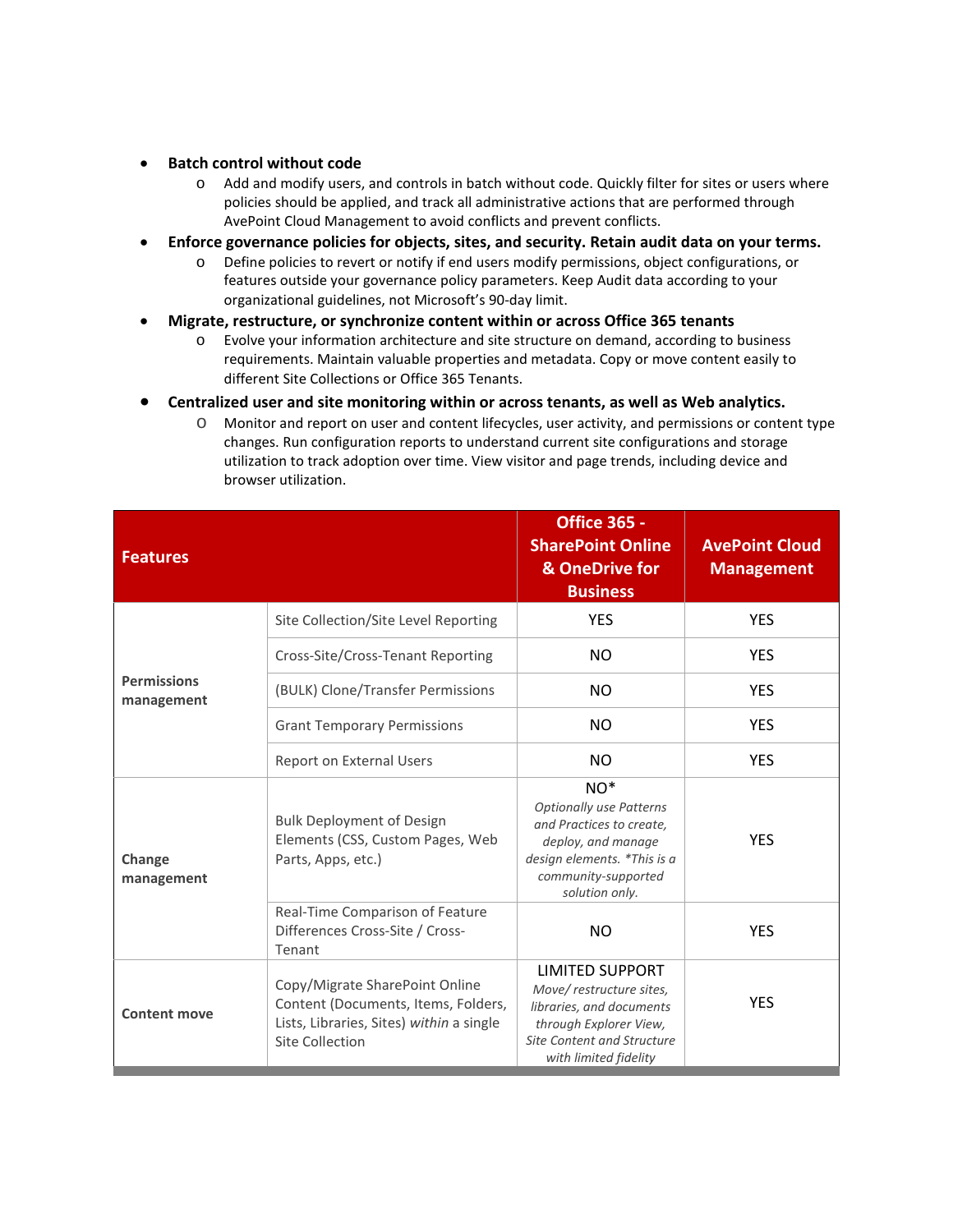- **Batch control without code**
  - Add and modify users, and controls in batch without code. Quickly filter for sites or users where policies should be applied, and track all administrative actions that are performed through AvePoint Cloud Management to avoid conflicts and prevent conflicts.
- **Enforce governance policies for objects, sites, and security. Retain audit data on your terms.**
  - Define policies to revert or notify if end users modify permissions, object configurations, or features outside your governance policy parameters. Keep Audit data according to your organizational guidelines, not Microsoft's 90-day limit.
- **Migrate, restructure, or synchronize content within or across Office 365 tenants**
  - Evolve your information architecture and site structure on demand, according to business requirements. Maintain valuable properties and metadata. Copy or move content easily to different Site Collections or Office 365 Tenants.
- **Centralized user and site monitoring within or across tenants, as well as Web analytics.**
  - Monitor and report on user and content lifecycles, user activity, and permissions or content type changes. Run configuration reports to understand current site configurations and storage utilization to track adoption over time. View visitor and page trends, including device and browser utilization.

| Features | | Office 365 - SharePoint Online & OneDrive for Business | AvePoint Cloud Management |
|---|---|---|---|
| **Permissions management** | Site Collection/Site Level Reporting | YES | YES |
| | Cross-Site/Cross-Tenant Reporting | NO | YES |
| | (BULK) Clone/Transfer Permissions | NO | YES |
| | Grant Temporary Permissions | NO | YES |
| | Report on External Users | NO | YES |
| **Change management** | Bulk Deployment of Design Elements (CSS, Custom Pages, Web Parts, Apps, etc.) | NO* *Optionally use Patterns and Practices to create, deploy, and manage design elements. *This is a community-supported solution only.* | YES |
| | Real-Time Comparison of Feature Differences Cross-Site / Cross-Tenant | NO | YES |
| **Content move** | Copy/Migrate SharePoint Online Content (Documents, Items, Folders, Lists, Libraries, Sites) *within* a single Site Collection | LIMITED SUPPORT *Move/ restructure sites, libraries, and documents through Explorer View, Site Content and Structure with limited fidelity* | YES |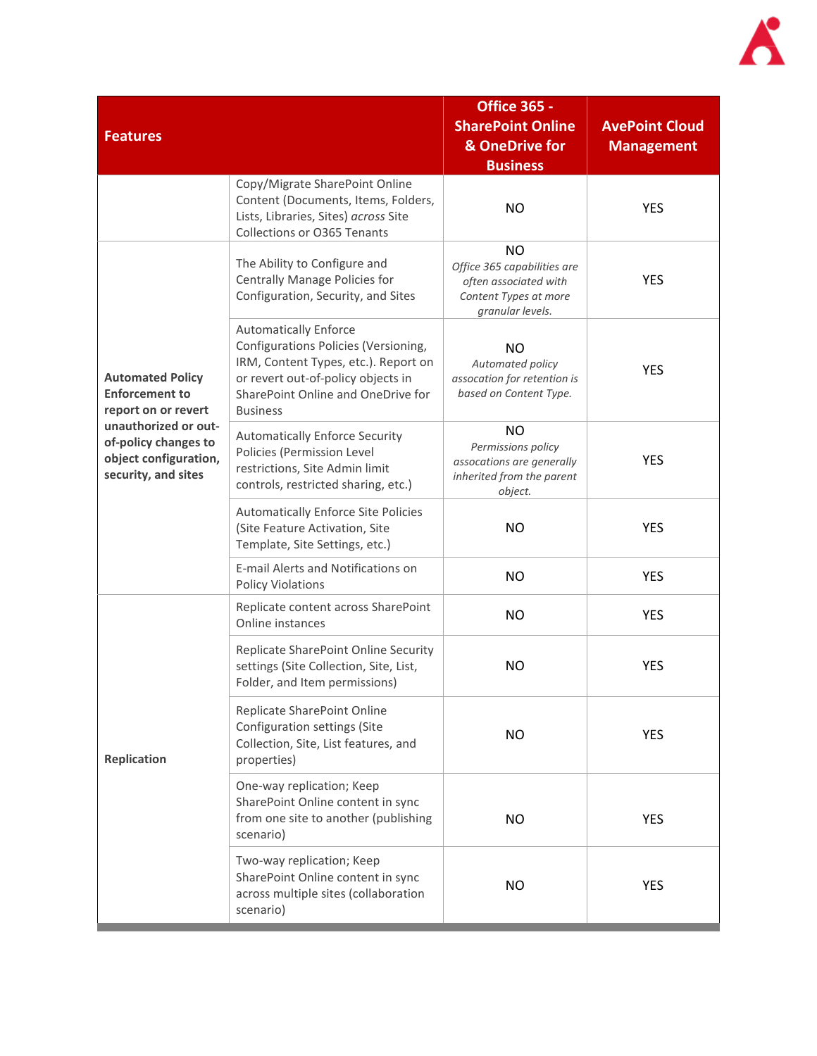| Features | | Office 365 - SharePoint Online & OneDrive for Business | AvePoint Cloud Management |
|---|---|---|---|
| | Copy/Migrate SharePoint Online Content (Documents, Items, Folders, Lists, Libraries, Sites) *across* Site Collections or O365 Tenants | NO | YES |
| **Automated Policy Enforcement to report on or revert unauthorized or out-of-policy changes to object configuration, security, and sites** | The Ability to Configure and Centrally Manage Policies for Configuration, Security, and Sites | NO *Office 365 capabilities are often associated with Content Types at more granular levels.* | YES |
| | Automatically Enforce Configurations Policies (Versioning, IRM, Content Types, etc.). Report on or revert out-of-policy objects in SharePoint Online and OneDrive for Business | NO *Automated policy assocation for retention is based on Content Type.* | YES |
| | Automatically Enforce Security Policies (Permission Level restrictions, Site Admin limit controls, restricted sharing, etc.) | NO *Permissions policy assocations are generally inherited from the parent object.* | YES |
| | Automatically Enforce Site Policies (Site Feature Activation, Site Template, Site Settings, etc.) | NO | YES |
| | E-mail Alerts and Notifications on Policy Violations | NO | YES |
| **Replication** | Replicate content across SharePoint Online instances | NO | YES |
| | Replicate SharePoint Online Security settings (Site Collection, Site, List, Folder, and Item permissions) | NO | YES |
| | Replicate SharePoint Online Configuration settings (Site Collection, Site, List features, and properties) | NO | YES |
| | One-way replication; Keep SharePoint Online content in sync from one site to another (publishing scenario) | NO | YES |
| | Two-way replication; Keep SharePoint Online content in sync across multiple sites (collaboration scenario) | NO | YES |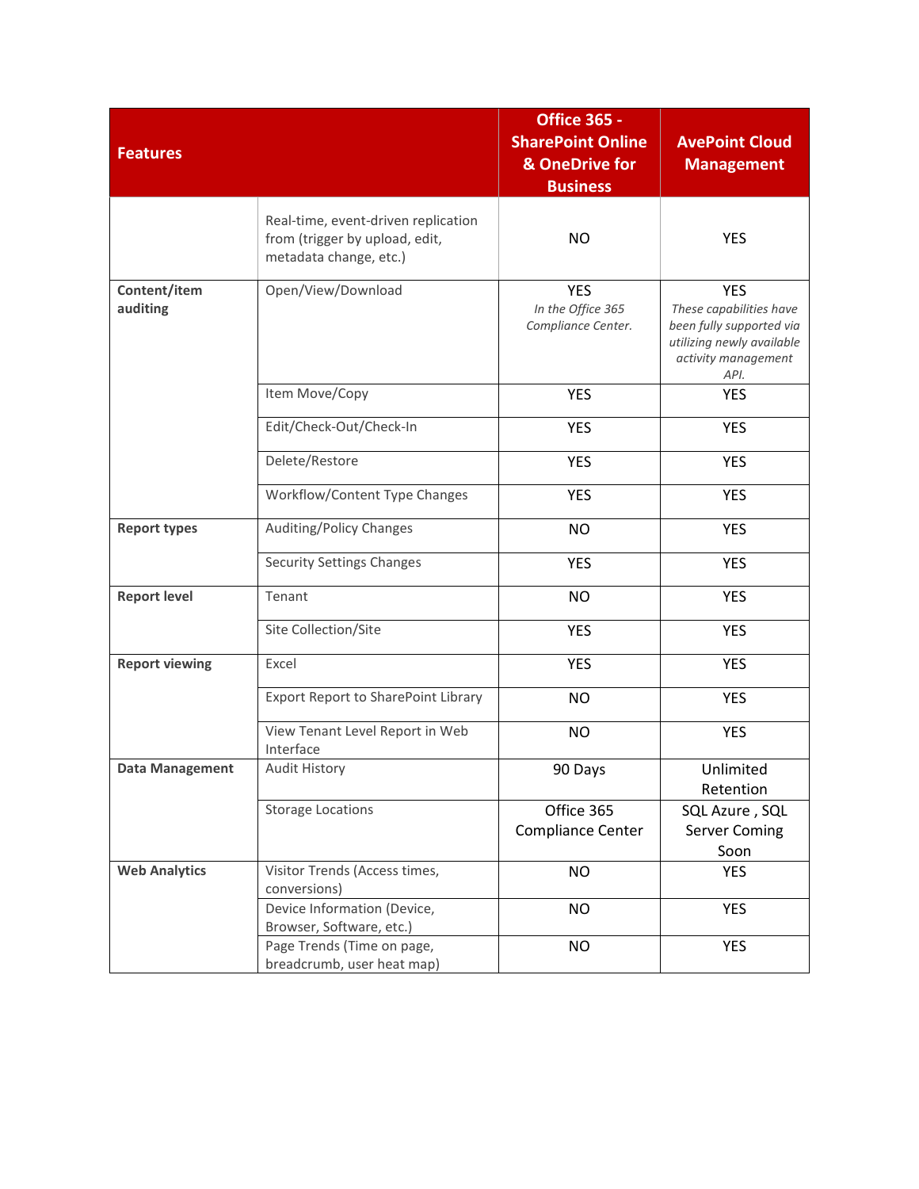| Features | | Office 365 - SharePoint Online & OneDrive for Business | AvePoint Cloud Management |
|---|---|---|---|
| | Real-time, event-driven replication from (trigger by upload, edit, metadata change, etc.) | NO | YES |
| **Content/item auditing** | Open/View/Download | YES *In the Office 365 Compliance Center.* | YES *These capabilities have been fully supported via utilizing newly available activity management API.* |
| | Item Move/Copy | YES | YES |
| | Edit/Check-Out/Check-In | YES | YES |
| | Delete/Restore | YES | YES |
| | Workflow/Content Type Changes | YES | YES |
| **Report types** | Auditing/Policy Changes | NO | YES |
| | Security Settings Changes | YES | YES |
| **Report level** | Tenant | NO | YES |
| | Site Collection/Site | YES | YES |
| **Report viewing** | Excel | YES | YES |
| | Export Report to SharePoint Library | NO | YES |
| | View Tenant Level Report in Web Interface | NO | YES |
| **Data Management** | Audit History | 90 Days | Unlimited Retention |
| | Storage Locations | Office 365 Compliance Center | SQL Azure , SQL Server Coming Soon |
| **Web Analytics** | Visitor Trends (Access times, conversions) | NO | YES |
| | Device Information (Device, Browser, Software, etc.) | NO | YES |
| | Page Trends (Time on page, breadcrumb, user heat map) | NO | YES |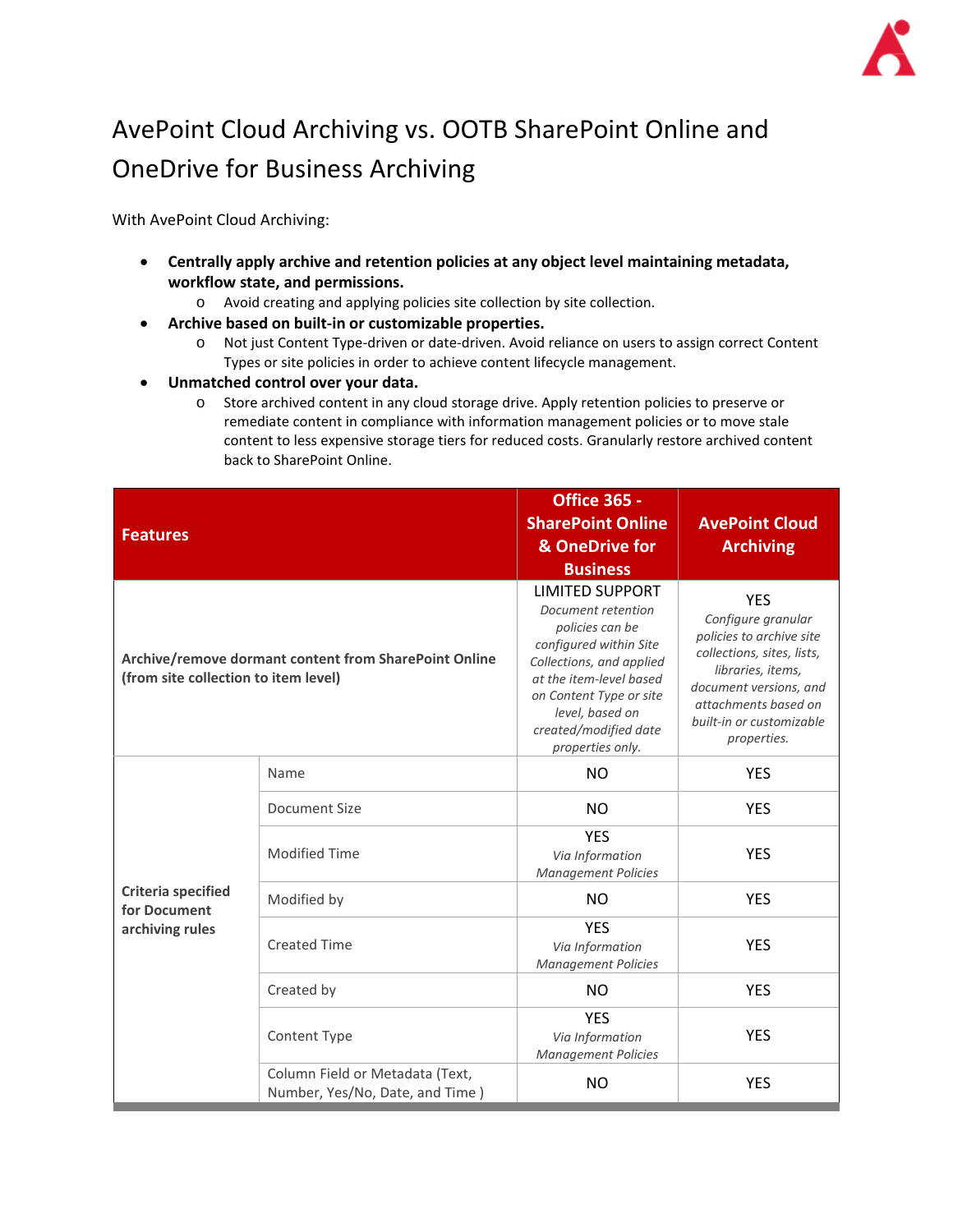# AvePoint Cloud Archiving vs. OOTB SharePoint Online and OneDrive for Business Archiving

With AvePoint Cloud Archiving:

- **Centrally apply archive and retention policies at any object level maintaining metadata, workflow state, and permissions.**
  - Avoid creating and applying policies site collection by site collection.
- **Archive based on built-in or customizable properties.**
  - Not just Content Type-driven or date-driven. Avoid reliance on users to assign correct Content Types or site policies in order to achieve content lifecycle management.
- **Unmatched control over your data.**
  - Store archived content in any cloud storage drive. Apply retention policies to preserve or remediate content in compliance with information management policies or to move stale content to less expensive storage tiers for reduced costs. Granularly restore archived content back to SharePoint Online.

| Features | | Office 365 - SharePoint Online & OneDrive for Business | AvePoint Cloud Archiving |
|---|---|---|---|
| **Archive/remove dormant content from SharePoint Online (from site collection to item level)** | | LIMITED SUPPORT *Document retention policies can be configured within Site Collections, and applied at the item-level based on Content Type or site level, based on created/modified date properties only.* | YES *Configure granular policies to archive site collections, sites, lists, libraries, items, document versions, and attachments based on built-in or customizable properties.* |
| **Criteria specified for Document archiving rules** | Name | NO | YES |
| | Document Size | NO | YES |
| | Modified Time | YES *Via Information Management Policies* | YES |
| | Modified by | NO | YES |
| | Created Time | YES *Via Information Management Policies* | YES |
| | Created by | NO | YES |
| | Content Type | YES *Via Information Management Policies* | YES |
| | Column Field or Metadata (Text, Number, Yes/No, Date, and Time ) | NO | YES |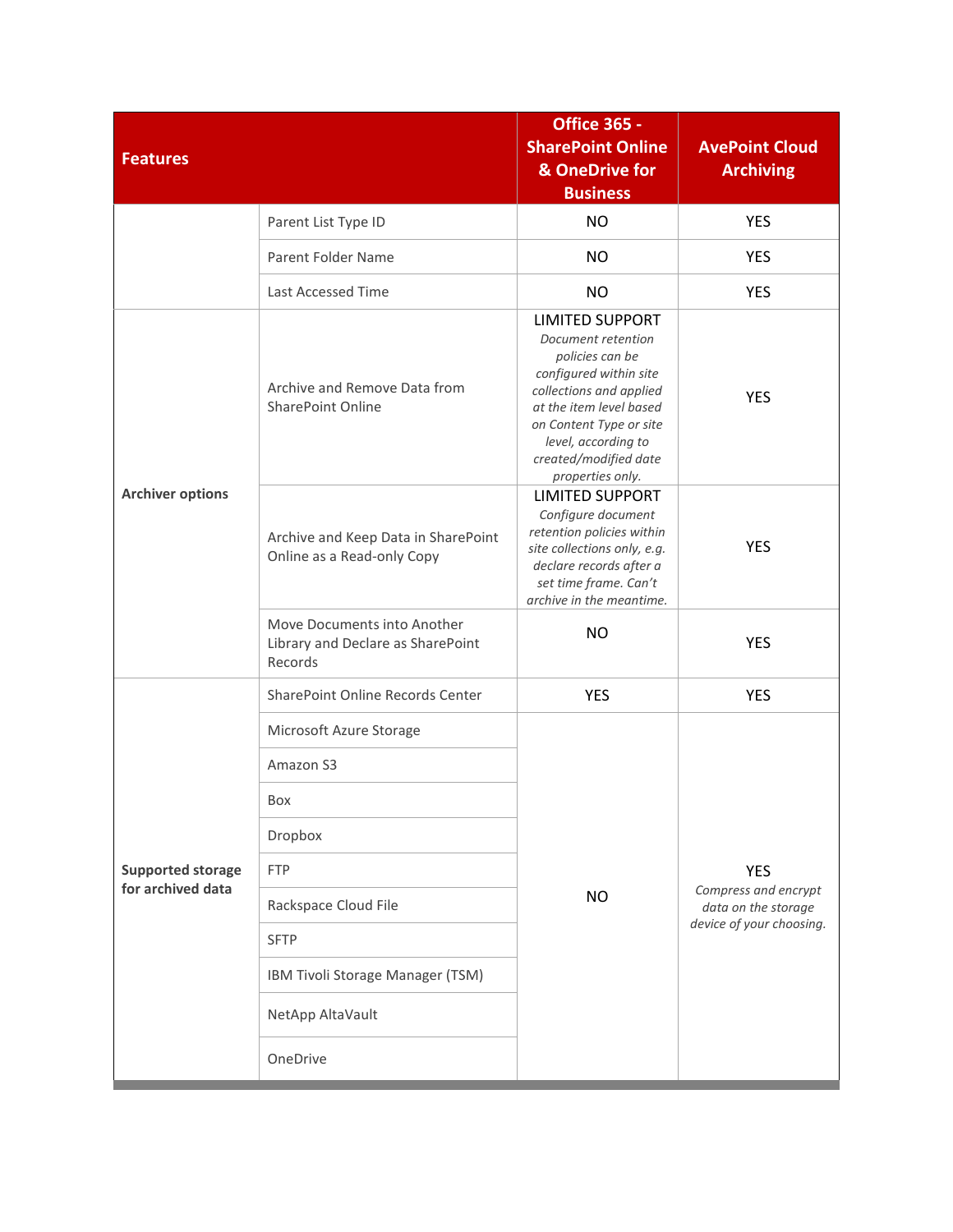| Features | | Office 365 - SharePoint Online & OneDrive for Business | AvePoint Cloud Archiving |
|---|---|---|---|
| | Parent List Type ID | NO | YES |
| | Parent Folder Name | NO | YES |
| | Last Accessed Time | NO | YES |
| **Archiver options** | Archive and Remove Data from SharePoint Online | LIMITED SUPPORT *Document retention policies can be configured within site collections and applied at the item level based on Content Type or site level, according to created/modified date properties only.* | YES |
| | Archive and Keep Data in SharePoint Online as a Read-only Copy | LIMITED SUPPORT *Configure document retention policies within site collections only, e.g. declare records after a set time frame. Can't archive in the meantime.* | YES |
| | Move Documents into Another Library and Declare as SharePoint Records | NO | YES |
| **Supported storage for archived data** | SharePoint Online Records Center | YES | YES |
| | Microsoft Azure Storage | NO | YES *Compress and encrypt data on the storage device of your choosing.* |
| | Amazon S3 | | |
| | Box | | |
| | Dropbox | | |
| | FTP | | |
| | Rackspace Cloud File | | |
| | SFTP | | |
| | IBM Tivoli Storage Manager (TSM) | | |
| | NetApp AltaVault | | |
| | OneDrive | | |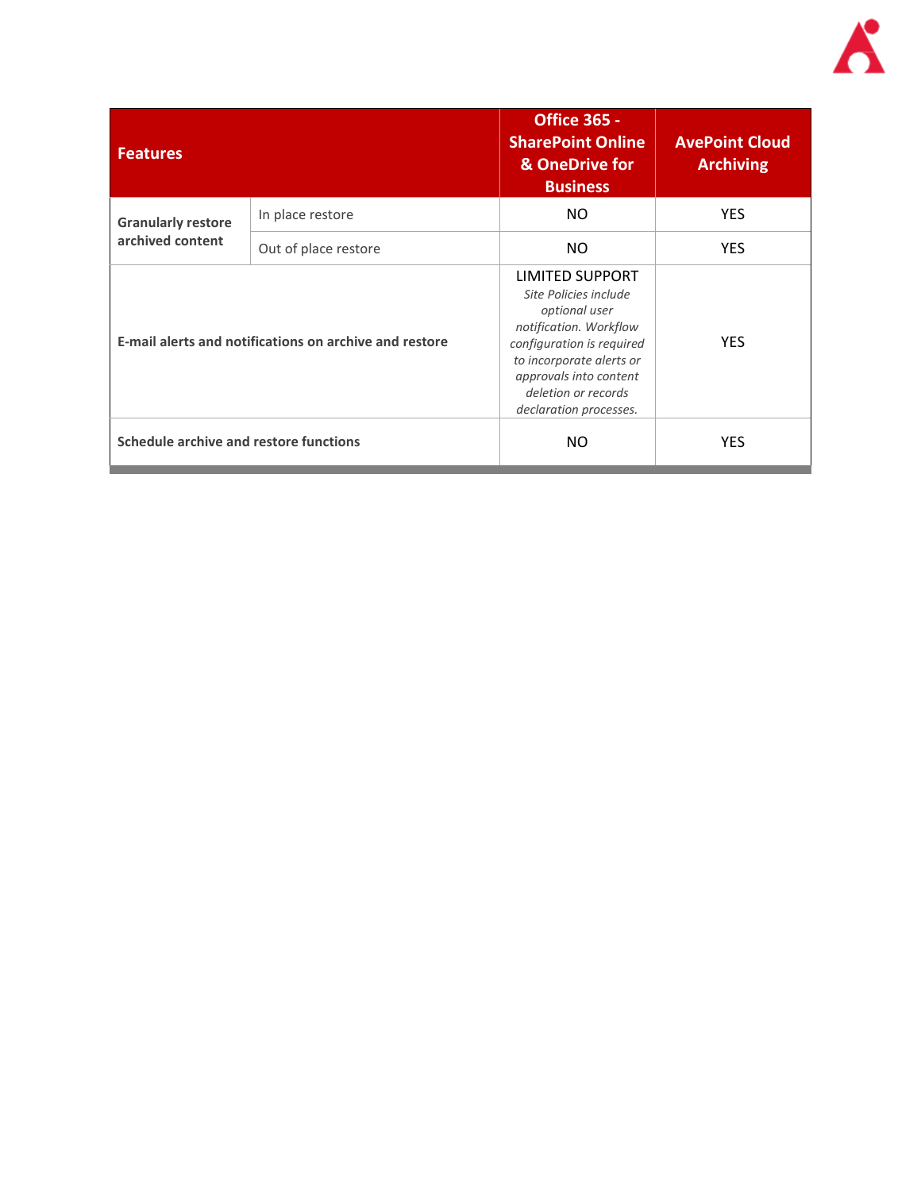| Features | | Office 365 - SharePoint Online & OneDrive for Business | AvePoint Cloud Archiving |
|---|---|---|---|
| **Granularly restore archived content** | In place restore | NO | YES |
| | Out of place restore | NO | YES |
| **E-mail alerts and notifications on archive and restore** | | LIMITED SUPPORT *Site Policies include optional user notification. Workflow configuration is required to incorporate alerts or approvals into content deletion or records declaration processes.* | YES |
| **Schedule archive and restore functions** | | NO | YES |